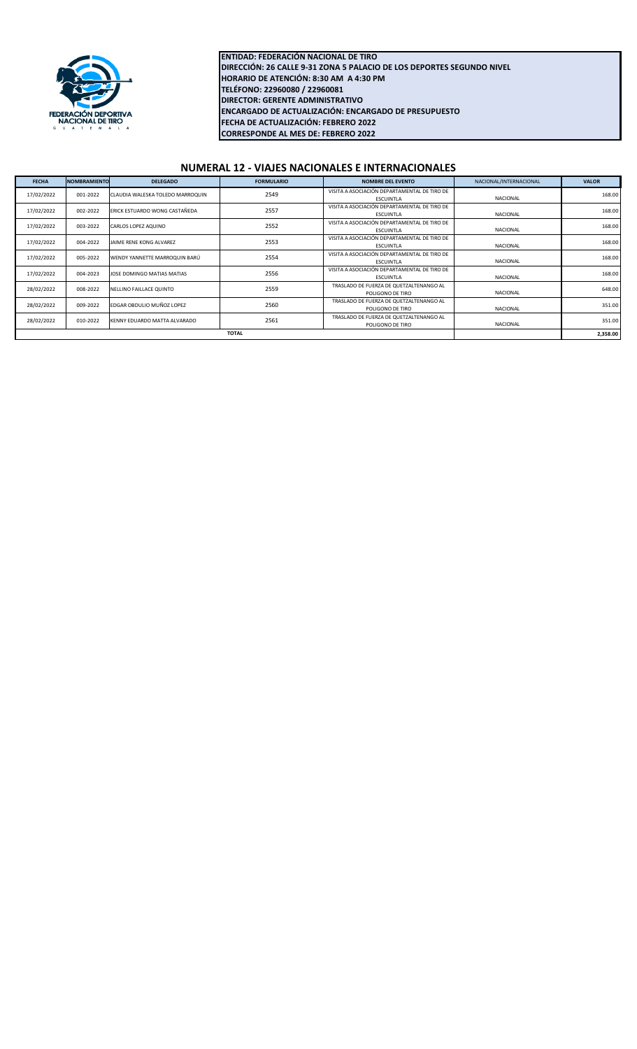**ENTIDAD: FEDERACIÓN NACIONAL DE TIRO**
**DIRECCIÓN: 26 CALLE 9-31 ZONA 5 PALACIO DE LOS DEPORTES SEGUNDO NIVEL**
**HORARIO DE ATENCIÓN: 8:30 AM A 4:30 PM**
**TELÉFONO: 22960080 / 22960081**
**DIRECTOR: GERENTE ADMINISTRATIVO**
**ENCARGADO DE ACTUALIZACIÓN: ENCARGADO DE PRESUPUESTO**
**FECHA DE ACTUALIZACIÓN: FEBRERO 2022**
**CORRESPONDE AL MES DE: FEBRERO 2022**

## NUMERAL 12 - VIAJES NACIONALES E INTERNACIONALES

| FECHA | NOMBRAMIENTO | DELEGADO | FORMULARIO | NOMBRE DEL EVENTO | NACIONAL/INTERNACIONAL | VALOR |
|---|---|---|---|---|---|---|
| 17/02/2022 | 001-2022 | CLAUDIA WALESKA TOLEDO MARROQUIN | 2549 | VISITA A ASOCIACIÓN DEPARTAMENTAL DE TIRO DE ESCUINTLA | NACIONAL | 168.00 |
| 17/02/2022 | 002-2022 | ERICK ESTUARDO WONG CASTAÑEDA | 2557 | VISITA A ASOCIACIÓN DEPARTAMENTAL DE TIRO DE ESCUINTLA | NACIONAL | 168.00 |
| 17/02/2022 | 003-2022 | CARLOS LOPEZ AQUINO | 2552 | VISITA A ASOCIACIÓN DEPARTAMENTAL DE TIRO DE ESCUINTLA | NACIONAL | 168.00 |
| 17/02/2022 | 004-2022 | JAIME RENE KONG ALVAREZ | 2553 | VISITA A ASOCIACIÓN DEPARTAMENTAL DE TIRO DE ESCUINTLA | NACIONAL | 168.00 |
| 17/02/2022 | 005-2022 | WENDY YANNETTE MARROQUIN BARÚ | 2554 | VISITA A ASOCIACIÓN DEPARTAMENTAL DE TIRO DE ESCUINTLA | NACIONAL | 168.00 |
| 17/02/2022 | 004-2023 | JOSE DOMINGO MATIAS MATIAS | 2556 | VISITA A ASOCIACIÓN DEPARTAMENTAL DE TIRO DE ESCUINTLA | NACIONAL | 168.00 |
| 28/02/2022 | 008-2022 | NELLINO FAILLACE QUINTO | 2559 | TRASLADO DE FUERZA DE QUETZALTENANGO AL POLIGONO DE TIRO | NACIONAL | 648.00 |
| 28/02/2022 | 009-2022 | EDGAR OBDULIO MUÑOZ LOPEZ | 2560 | TRASLADO DE FUERZA DE QUETZALTENANGO AL POLIGONO DE TIRO | NACIONAL | 351.00 |
| 28/02/2022 | 010-2022 | KENNY EDUARDO MATTA ALVARADO | 2561 | TRASLADO DE FUERZA DE QUETZALTENANGO AL POLIGONO DE TIRO | NACIONAL | 351.00 |
| | | | **TOTAL** | | | **2,358.00** |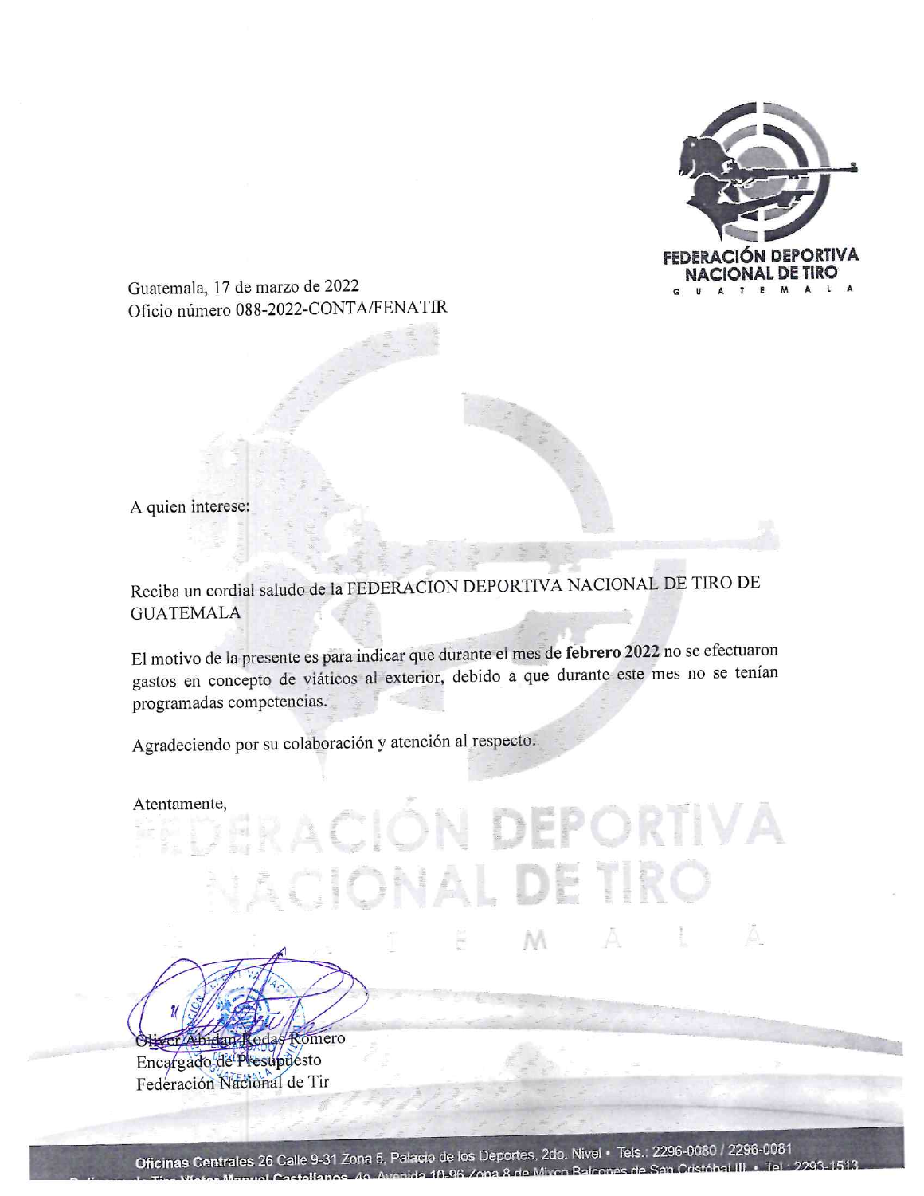FEDERACIÓN DEPORTIVA NACIONAL DE TIRO
GUATEMALA

Guatemala, 17 de marzo de 2022
Oficio número 088-2022-CONTA/FENATIR

A quien interese:

Reciba un cordial saludo de la FEDERACION DEPORTIVA NACIONAL DE TIRO DE GUATEMALA

El motivo de la presente es para indicar que durante el mes de **febrero 2022** no se efectuaron gastos en concepto de viáticos al exterior, debido a que durante este mes no se tenían programadas competencias.

Agradeciendo por su colaboración y atención al respecto.

Atentamente,

Oliver Abidan Rodas Romero
Encargado de Presupuesto
Federación Nacional de Tir

Oficinas Centrales 26 Calle 9-31 Zona 5, Palacio de los Deportes, 2do. Nivel • Tels.: 2296-0080 / 2296-0081